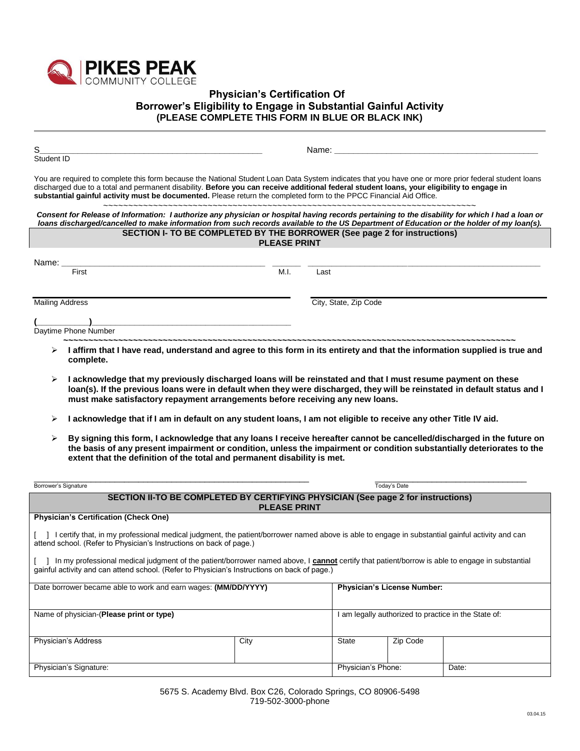**PIKES PEAK** COMMUNITY COLLEGE

# Physician's Certification Of Borrower's Eligibility to Engage in Substantial Gainful Activity

**(PLEASE COMPLETE THIS FORM IN BLUE OR BLACK INK)**

S_______________________________________________ Name: _________________________________________

Student ID

You are required to complete this form because the National Student Loan Data System indicates that you have one or more prior federal student loans discharged due to a total and permanent disability. **Before you can receive additional federal student loans, your eligibility to engage in substantial gainful activity must be documented.** Please return the completed form to the PPCC Financial Aid Office.

~~~~~~~~~~~~~~~~~~~~~~~~~~~~~~~~~~~~~~~~~~~~~~~~~~~~~~~~~~~~~~~~~~~~~~~~~~~~~~~~~~~~

***Consent for Release of Information: I authorize any physician or hospital having records pertaining to the disability for which I had a loan or loans discharged/cancelled to make information from such records available to the US Department of Education or the holder of my loan(s).***

## SECTION I- TO BE COMPLETED BY THE BORROWER (See page 2 for instructions)

**PLEASE PRINT**

Name: _____________________________________________ ______ _____________________________________________

First M.I. Last

_____________________________________________ _____________________________________________

Mailing Address City, State, Zip Code

**(__________)**_________________________________________

Daytime Phone Number

~~~~~~~~~~~~~~~~~~~~~~~~~~~~~~~~~~~~~~~~~~~~~~~~~~~~~~~~~~~~~~~~~~~~~~~~~~~~~~~~~~~~~~~~~~~~~~~~~~~~~~~~~~~~

- **I affirm that I have read, understand and agree to this form in its entirety and that the information supplied is true and complete.**
- **I acknowledge that my previously discharged loans will be reinstated and that I must resume payment on these loan(s). If the previous loans were in default when they were discharged, they will be reinstated in default status and I must make satisfactory repayment arrangements before receiving any new loans.**
- **I acknowledge that if I am in default on any student loans, I am not eligible to receive any other Title IV aid.**
- **By signing this form, I acknowledge that any loans I receive hereafter cannot be cancelled/discharged in the future on the basis of any present impairment or condition, unless the impairment or condition substantially deteriorates to the extent that the definition of the total and permanent disability is met.**

_____________________________________________ _______________________________

Borrower's Signature Today's Date

## SECTION II-TO BE COMPLETED BY CERTIFYING PHYSICIAN (See page 2 for instructions)

**PLEASE PRINT**

**Physician's Certification (Check One)**

[ ] I certify that, in my professional medical judgment, the patient/borrower named above is able to engage in substantial gainful activity and can attend school. (Refer to Physician's Instructions on back of page.)

[ ] In my professional medical judgment of the patient/borrower named above, I **cannot** certify that patient/borrow is able to engage in substantial gainful activity and can attend school. (Refer to Physician's Instructions on back of page.)

| Date borrower became able to work and earn wages: **(MM/DD/YYYY)** | | **Physician's License Number:** | | |
|---|---|---|---|---|
| Name of physician-(**Please print or type)** | | I am legally authorized to practice in the State of: | | |
| Physician's Address | City | State | Zip Code | |
| Physician's Signature: | | Physician's Phone: | | Date: |

5675 S. Academy Blvd. Box C26, Colorado Springs, CO 80906-5498

719-502-3000-phone

03.04.15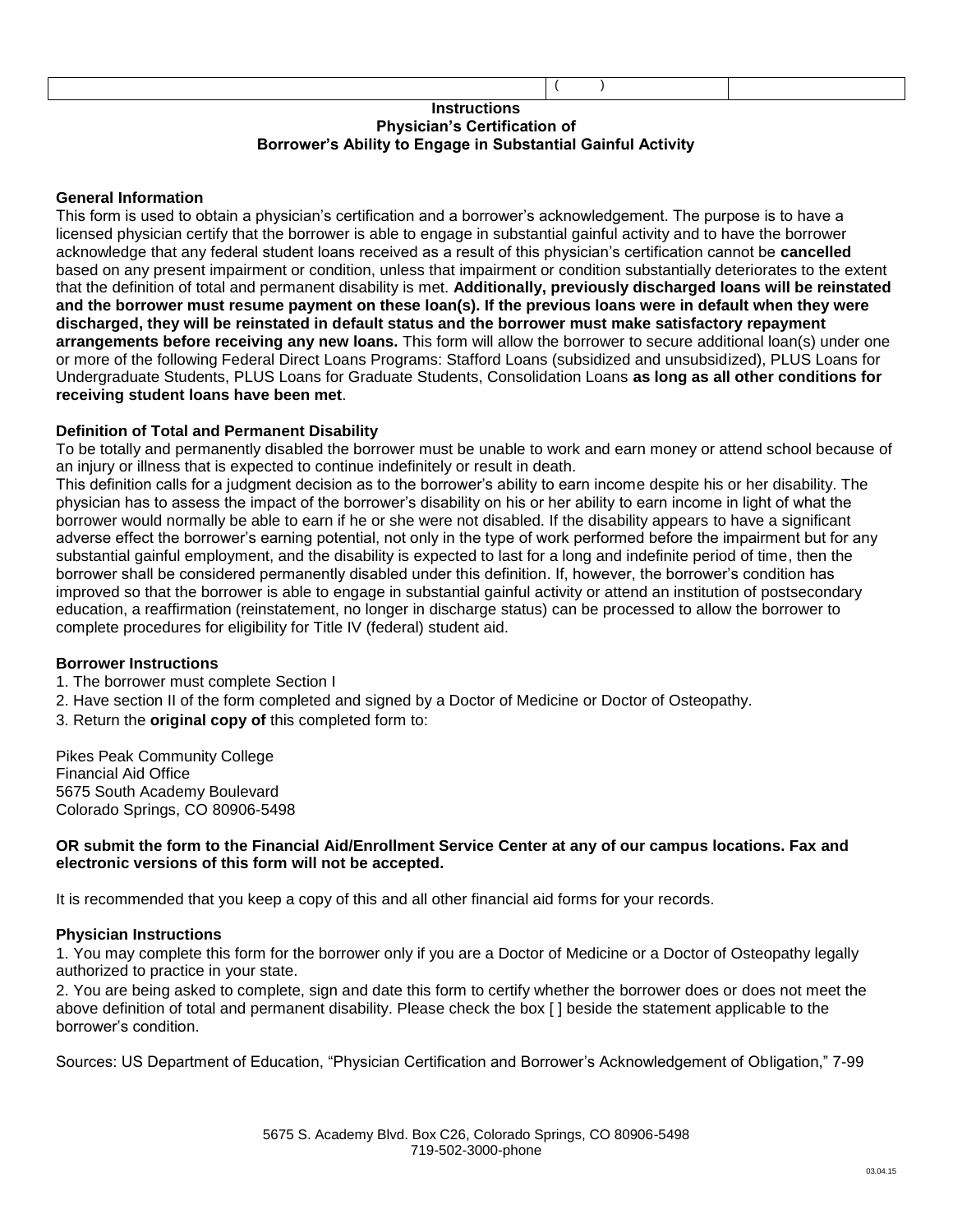| | ( ) | |
|---|---|---|

**Instructions**
**Physician's Certification of**
**Borrower's Ability to Engage in Substantial Gainful Activity**

**General Information**

This form is used to obtain a physician's certification and a borrower's acknowledgement. The purpose is to have a licensed physician certify that the borrower is able to engage in substantial gainful activity and to have the borrower acknowledge that any federal student loans received as a result of this physician's certification cannot be **cancelled** based on any present impairment or condition, unless that impairment or condition substantially deteriorates to the extent that the definition of total and permanent disability is met. **Additionally, previously discharged loans will be reinstated and the borrower must resume payment on these loan(s). If the previous loans were in default when they were discharged, they will be reinstated in default status and the borrower must make satisfactory repayment arrangements before receiving any new loans.** This form will allow the borrower to secure additional loan(s) under one or more of the following Federal Direct Loans Programs: Stafford Loans (subsidized and unsubsidized), PLUS Loans for Undergraduate Students, PLUS Loans for Graduate Students, Consolidation Loans **as long as all other conditions for receiving student loans have been met**.

**Definition of Total and Permanent Disability**

To be totally and permanently disabled the borrower must be unable to work and earn money or attend school because of an injury or illness that is expected to continue indefinitely or result in death.

This definition calls for a judgment decision as to the borrower's ability to earn income despite his or her disability. The physician has to assess the impact of the borrower's disability on his or her ability to earn income in light of what the borrower would normally be able to earn if he or she were not disabled. If the disability appears to have a significant adverse effect the borrower's earning potential, not only in the type of work performed before the impairment but for any substantial gainful employment, and the disability is expected to last for a long and indefinite period of time, then the borrower shall be considered permanently disabled under this definition. If, however, the borrower's condition has improved so that the borrower is able to engage in substantial gainful activity or attend an institution of postsecondary education, a reaffirmation (reinstatement, no longer in discharge status) can be processed to allow the borrower to complete procedures for eligibility for Title IV (federal) student aid.

**Borrower Instructions**

1. The borrower must complete Section I
2. Have section II of the form completed and signed by a Doctor of Medicine or Doctor of Osteopathy.
3. Return the **original copy of** this completed form to:

Pikes Peak Community College
Financial Aid Office
5675 South Academy Boulevard
Colorado Springs, CO 80906-5498

**OR submit the form to the Financial Aid/Enrollment Service Center at any of our campus locations. Fax and electronic versions of this form will not be accepted.**

It is recommended that you keep a copy of this and all other financial aid forms for your records.

**Physician Instructions**

1. You may complete this form for the borrower only if you are a Doctor of Medicine or a Doctor of Osteopathy legally authorized to practice in your state.
2. You are being asked to complete, sign and date this form to certify whether the borrower does or does not meet the above definition of total and permanent disability. Please check the box [ ] beside the statement applicable to the borrower's condition.

Sources: US Department of Education, "Physician Certification and Borrower's Acknowledgement of Obligation," 7-99

5675 S. Academy Blvd. Box C26, Colorado Springs, CO 80906-5498
719-502-3000-phone

03.04.15